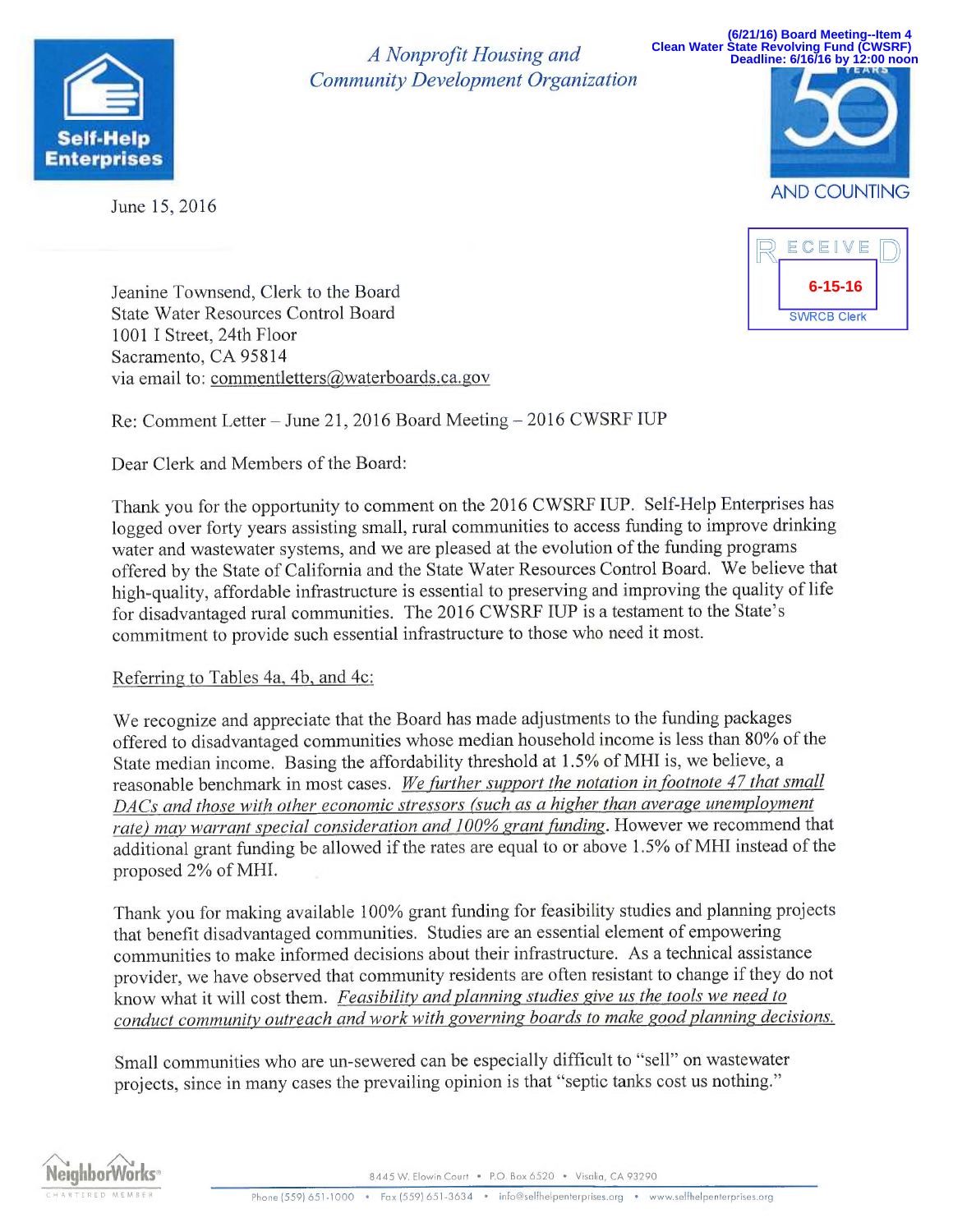(6/21/16) Board Meeting--Item 4
Clean Water State Revolving Fund (CWSRF)
Deadline: 6/16/16 by 12:00 noon

**Self-Help Enterprises**

*A Nonprofit Housing and Community Development Organization*

50 YEARS AND COUNTING

RECEIVED
6-15-16
SWRCB Clerk

June 15, 2016

Jeanine Townsend, Clerk to the Board
State Water Resources Control Board
1001 I Street, 24th Floor
Sacramento, CA 95814
via email to: commentletters@waterboards.ca.gov

Re: Comment Letter – June 21, 2016 Board Meeting – 2016 CWSRF IUP

Dear Clerk and Members of the Board:

Thank you for the opportunity to comment on the 2016 CWSRF IUP. Self-Help Enterprises has logged over forty years assisting small, rural communities to access funding to improve drinking water and wastewater systems, and we are pleased at the evolution of the funding programs offered by the State of California and the State Water Resources Control Board. We believe that high-quality, affordable infrastructure is essential to preserving and improving the quality of life for disadvantaged rural communities. The 2016 CWSRF IUP is a testament to the State's commitment to provide such essential infrastructure to those who need it most.

<u>Referring to Tables 4a, 4b, and 4c:</u>

We recognize and appreciate that the Board has made adjustments to the funding packages offered to disadvantaged communities whose median household income is less than 80% of the State median income. Basing the affordability threshold at 1.5% of MHI is, we believe, a reasonable benchmark in most cases. *<u>We further support the notation in footnote 47 that small DACs and those with other economic stressors (such as a higher than average unemployment rate) may warrant special consideration and 100% grant funding</u>*. However we recommend that additional grant funding be allowed if the rates are equal to or above 1.5% of MHI instead of the proposed 2% of MHI.

Thank you for making available 100% grant funding for feasibility studies and planning projects that benefit disadvantaged communities. Studies are an essential element of empowering communities to make informed decisions about their infrastructure. As a technical assistance provider, we have observed that community residents are often resistant to change if they do not know what it will cost them. *<u>Feasibility and planning studies give us the tools we need to conduct community outreach and work with governing boards to make good planning decisions.</u>*

Small communities who are un-sewered can be especially difficult to "sell" on wastewater projects, since in many cases the prevailing opinion is that "septic tanks cost us nothing."

NeighborWorks® CHARTERED MEMBER

8445 W. Elowin Court • P.O. Box 6520 • Visalia, CA 93290

Phone (559) 651-1000 • Fax (559) 651-3634 • info@selfhelpenterprises.org • www.selfhelpenterprises.org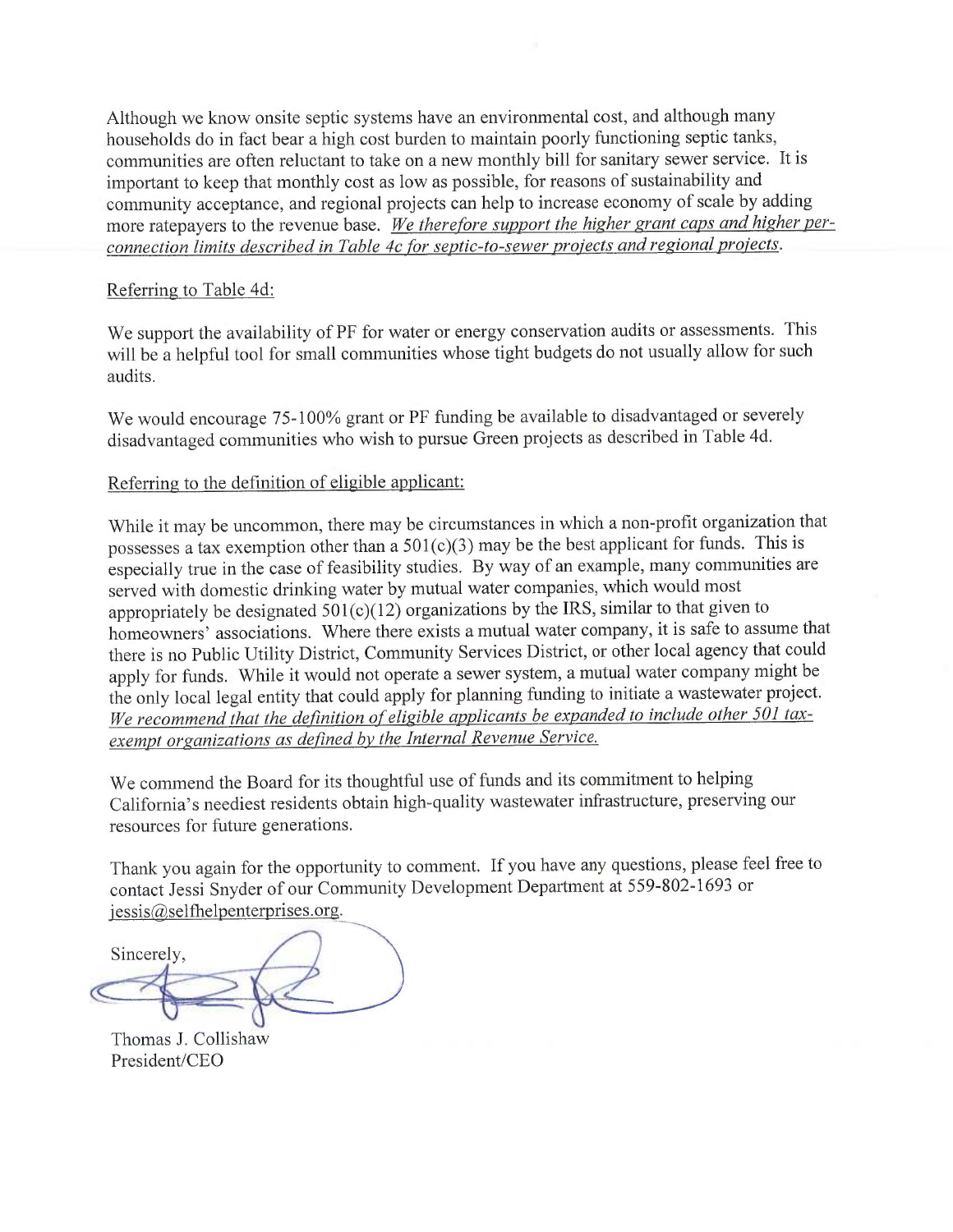Although we know onsite septic systems have an environmental cost, and although many households do in fact bear a high cost burden to maintain poorly functioning septic tanks, communities are often reluctant to take on a new monthly bill for sanitary sewer service. It is important to keep that monthly cost as low as possible, for reasons of sustainability and community acceptance, and regional projects can help to increase economy of scale by adding more ratepayers to the revenue base. *We therefore support the higher grant caps and higher per-connection limits described in Table 4c for septic-to-sewer projects and regional projects.*

Referring to Table 4d:

We support the availability of PF for water or energy conservation audits or assessments. This will be a helpful tool for small communities whose tight budgets do not usually allow for such audits.

We would encourage 75-100% grant or PF funding be available to disadvantaged or severely disadvantaged communities who wish to pursue Green projects as described in Table 4d.

Referring to the definition of eligible applicant:

While it may be uncommon, there may be circumstances in which a non-profit organization that possesses a tax exemption other than a 501(c)(3) may be the best applicant for funds. This is especially true in the case of feasibility studies. By way of an example, many communities are served with domestic drinking water by mutual water companies, which would most appropriately be designated 501(c)(12) organizations by the IRS, similar to that given to homeowners' associations. Where there exists a mutual water company, it is safe to assume that there is no Public Utility District, Community Services District, or other local agency that could apply for funds. While it would not operate a sewer system, a mutual water company might be the only local legal entity that could apply for planning funding to initiate a wastewater project. *We recommend that the definition of eligible applicants be expanded to include other 501 tax-exempt organizations as defined by the Internal Revenue Service.*

We commend the Board for its thoughtful use of funds and its commitment to helping California's neediest residents obtain high-quality wastewater infrastructure, preserving our resources for future generations.

Thank you again for the opportunity to comment. If you have any questions, please feel free to contact Jessi Snyder of our Community Development Department at 559-802-1693 or jessis@selfhelpenterprises.org.

Sincerely,

Thomas J. Collishaw
President/CEO